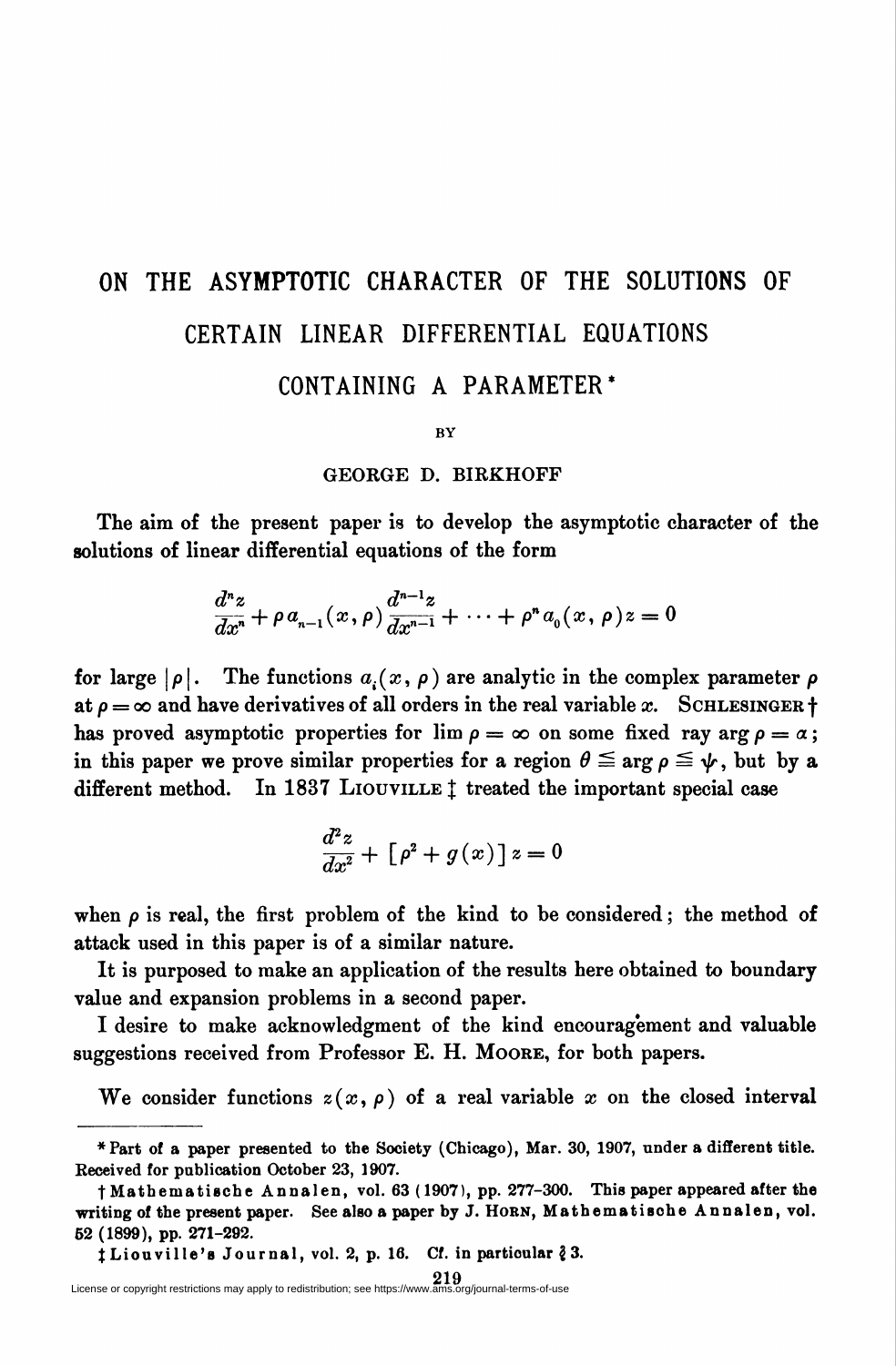# ON THE ASYMPTOTIC CHARACTER OF THE SOLUTIONS OF CERTAIN LINEAR DIFFERENTIAL EQUATIONS CONTAINING A PARAMETER*

BY

GEORGE D. BIRKHOFF

The aim of the present paper is to develop the asymptotic character of the solutions of linear differential equations of the form

$$\frac{d^n z}{dx^n} + \rho\, a_{n-1}(x, \rho) \frac{d^{n-1} z}{dx^{n-1}} + \cdots + \rho^n a_0(x, \rho) z = 0$$

for large $|\rho|$. The functions $a_i(x, \rho)$ are analytic in the complex parameter $\rho$ at $\rho = \infty$ and have derivatives of all orders in the real variable $x$. SCHLESINGER† has proved asymptotic properties for $\lim \rho = \infty$ on some fixed ray $\arg \rho = \alpha$; in this paper we prove similar properties for a region $\theta \leqq \arg \rho \leqq \psi$, but by a different method. In 1837 LIOUVILLE‡ treated the important special case

$$\frac{d^2 z}{dx^2} + [\rho^2 + g(x)]\, z = 0$$

when $\rho$ is real, the first problem of the kind to be considered; the method of attack used in this paper is of a similar nature.

It is purposed to make an application of the results here obtained to boundary value and expansion problems in a second paper.

I desire to make acknowledgment of the kind encouragement and valuable suggestions received from Professor E. H. MOORE, for both papers.

We consider functions $z(x, \rho)$ of a real variable $x$ on the closed interval

---

\* Part of a paper presented to the Society (Chicago), Mar. 30, 1907, under a different title. Received for publication October 23, 1907.

† Mathematische Annalen, vol. 63 (1907), pp. 277–300. This paper appeared after the writing of the present paper. See also a paper by J. HORN, Mathematische Annalen, vol. 52 (1899), pp. 271–292.

‡ Liouville's Journal, vol. 2, p. 16. Cf. in particular § 3.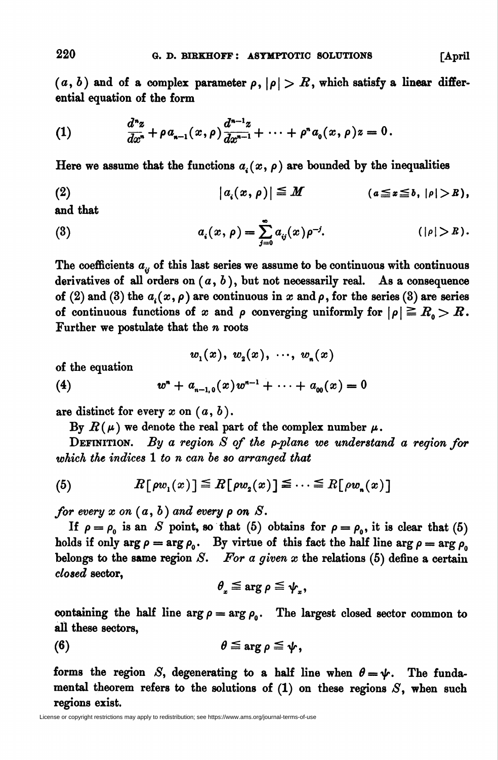$(a, b)$ and of a complex parameter $\rho$, $|\rho| > R$, which satisfy a linear differential equation of the form

$$\frac{d^n z}{dx^n} + \rho a_{n-1}(x, \rho)\frac{d^{n-1}z}{dx^{n-1}} + \cdots + \rho^n a_0(x, \rho) z = 0. \tag{1}$$

Here we assume that the functions $a_i(x, \rho)$ are bounded by the inequalities

$$|a_i(x, \rho)| \leqq M \qquad (a \leqq x \leqq b,\ |\rho| > R), \tag{2}$$

and that

$$a_i(x, \rho) = \sum_{j=0}^{\infty} a_{ij}(x)\rho^{-j}. \qquad (|\rho| > R). \tag{3}$$

The coefficients $a_{ij}$ of this last series we assume to be continuous with continuous derivatives of all orders on $(a, b)$, but not necessarily real. As a consequence of (2) and (3) the $a_i(x, \rho)$ are continuous in $x$ and $\rho$, for the series (3) are series of continuous functions of $x$ and $\rho$ converging uniformly for $|\rho| \geqq R_0 > R$. Further we postulate that the $n$ roots

$$w_1(x),\ w_2(x),\ \cdots,\ w_n(x)$$

of the equation

$$w^n + a_{n-1,0}(x)w^{n-1} + \cdots + a_{00}(x) = 0 \tag{4}$$

are distinct for every $x$ on $(a, b)$.

By $R(\mu)$ we denote the real part of the complex number $\mu$.

DEFINITION. *By a region $S$ of the $\rho$-plane we understand a region for which the indices 1 to $n$ can be so arranged that*

$$R[\rho w_1(x)] \leqq R[\rho w_2(x)] \leqq \cdots \leqq R[\rho w_n(x)] \tag{5}$$

*for every $x$ on $(a, b)$ and every $\rho$ on $S$.*

If $\rho = \rho_0$ is an $S$ point, so that (5) obtains for $\rho = \rho_0$, it is clear that (5) holds if only $\arg \rho = \arg \rho_0$. By virtue of this fact the half line $\arg \rho = \arg \rho_0$ belongs to the same region $S$. *For a given $x$ the relations* (5) *define a certain closed* sector,

$$\theta_x \leqq \arg \rho \leqq \psi_x,$$

containing the half line $\arg \rho = \arg \rho_0$. The largest closed sector common to all these sectors,

$$\theta \leqq \arg \rho \leqq \psi, \tag{6}$$

forms the region $S$, degenerating to a half line when $\theta = \psi$. The fundamental theorem refers to the solutions of (1) on these regions $S$, when such regions exist.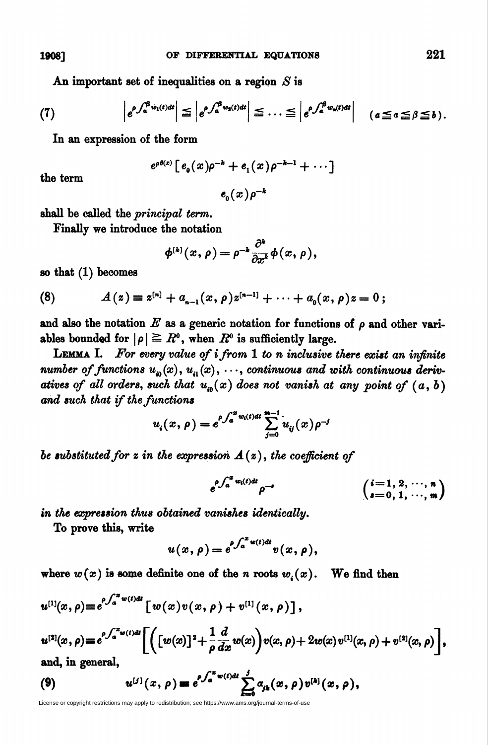An important set of inequalities on a region $S$ is

$$\left|e^{\rho\int_\alpha^\beta w_1(t)dt}\right| \leqq \left|e^{\rho\int_\alpha^\beta w_2(t)dt}\right| \leqq \cdots \leqq \left|e^{\rho\int_\alpha^\beta w_n(t)dt}\right| \quad (a \leqq \alpha \leqq \beta \leqq b). \tag{7}$$

In an expression of the form

$$e^{\rho\theta(x)}\left[e_0(x)\rho^{-k} + e_1(x)\rho^{-k-1} + \cdots\right]$$

the term

$$e_0(x)\rho^{-k}$$

shall be called the *principal term*.

Finally we introduce the notation

$$\phi^{[k]}(x, \rho) = \rho^{-k}\frac{\partial^k}{\partial x^k}\phi(x, \rho),$$

so that (1) becomes

$$A(z) \equiv z^{[n]} + a_{n-1}(x, \rho)z^{[n-1]} + \cdots + a_0(x, \rho)z = 0; \tag{8}$$

and also the notation $E$ as a generic notation for functions of $\rho$ and other variables bounded for $|\rho| \geqq R^0$, when $R^0$ is sufficiently large.

LEMMA I. *For every value of $i$ from 1 to $n$ inclusive there exist an infinite number of functions $u_{i0}(x)$, $u_{i1}(x)$, $\cdots$, continuous and with continuous derivatives of all orders, such that $u_{i0}(x)$ does not vanish at any point of $(a, b)$ and such that if the functions*

$$u_i(x, \rho) = e^{\rho\int_a^x w_i(t)dt}\sum_{j=0}^{m-1} u_{ij}(x)\rho^{-j}$$

*be substituted for $z$ in the expression $A(z)$, the coefficient of*

$$e^{\rho\int_a^x w_i(t)dt}\rho^{-s} \qquad \begin{pmatrix} i = 1, 2, \cdots, n \\ s = 0, 1, \cdots, m \end{pmatrix}$$

*in the expression thus obtained vanishes identically.*

To prove this, write

$$u(x, \rho) = e^{\rho\int_a^x w(t)dt}v(x, \rho),$$

where $w(x)$ is some definite one of the $n$ roots $w_i(x)$. We find then

$$u^{[1]}(x, \rho) \equiv e^{\rho\int_a^x w(t)dt}\left[w(x)v(x, \rho) + v^{[1]}(x, \rho)\right],$$

$$u^{[2]}(x, \rho) \equiv e^{\rho\int_a^x w(t)dt}\left[\left([w(x)]^2 + \frac{1}{\rho}\frac{d}{dx}w(x)\right)v(x, \rho) + 2w(x)v^{[1]}(x, \rho) + v^{[2]}(x, \rho)\right],$$

and, in general,

$$u^{[j]}(x, \rho) \equiv e^{\rho\int_a^x w(t)dt}\sum_{k=0}^{j}\alpha_{jk}(x, \rho)v^{[k]}(x, \rho), \tag{9}$$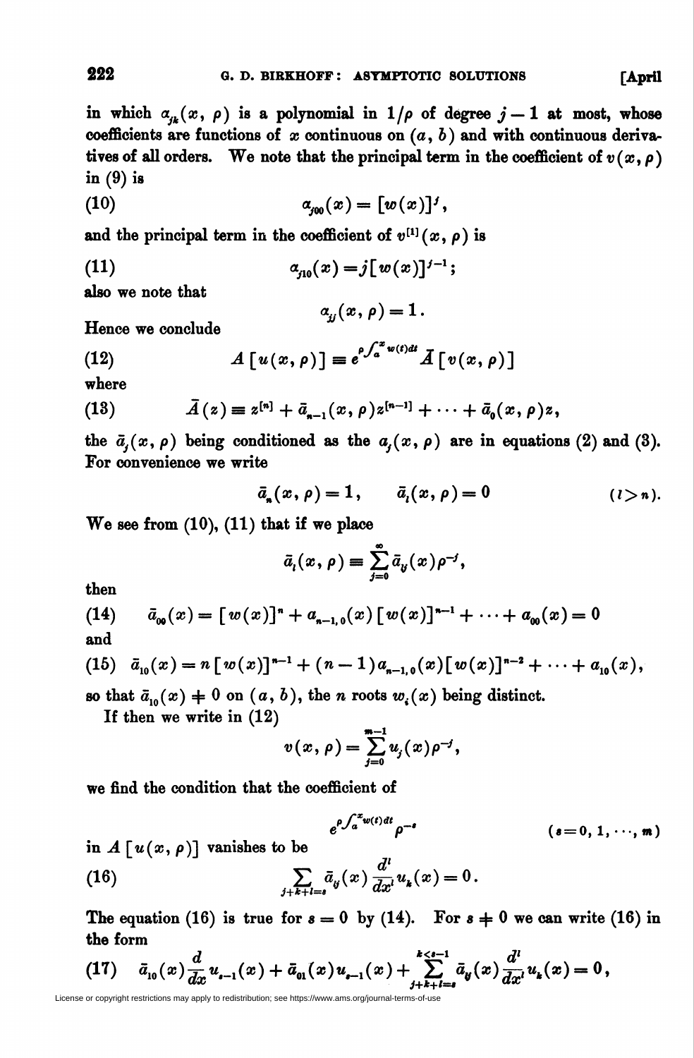in which $\alpha_{jk}(x, \rho)$ is a polynomial in $1/\rho$ of degree $j-1$ at most, whose coefficients are functions of $x$ continuous on $(a, b)$ and with continuous derivatives of all orders. We note that the principal term in the coefficient of $v(x, \rho)$ in (9) is

$$\alpha_{j00}(x) = [w(x)]^j, \tag{10}$$

and the principal term in the coefficient of $v^{[1]}(x, \rho)$ is

$$\alpha_{j10}(x) = j[w(x)]^{j-1}; \tag{11}$$

also we note that

$$\alpha_{jj}(x, \rho) = 1.$$

Hence we conclude

$$A[u(x, \rho)] \equiv e^{\rho \int_a^x w(t)dt} \bar{A}[v(x, \rho)] \tag{12}$$

where

$$\bar{A}(z) \equiv z^{[n]} + \bar{a}_{n-1}(x, \rho) z^{[n-1]} + \cdots + \bar{a}_0(x, \rho) z, \tag{13}$$

the $\bar{a}_j(x, \rho)$ being conditioned as the $a_j(x, \rho)$ are in equations (2) and (3). For convenience we write

$$\bar{a}_n(x, \rho) = 1, \qquad \bar{a}_l(x, \rho) = 0 \qquad (l > n).$$

We see from (10), (11) that if we place

$$\bar{a}_l(x, \rho) \equiv \sum_{j=0}^{\infty} \bar{a}_{lj}(x) \rho^{-j},$$

then

$$\bar{a}_{00}(x) = [w(x)]^n + a_{n-1,0}(x)[w(x)]^{n-1} + \cdots + a_{00}(x) = 0 \tag{14}$$

and

$$\bar{a}_{10}(x) = n[w(x)]^{n-1} + (n-1)a_{n-1,0}(x)[w(x)]^{n-2} + \cdots + a_{10}(x), \tag{15}$$

so that $\bar{a}_{10}(x) \neq 0$ on $(a, b)$, the $n$ roots $w_i(x)$ being distinct.

If then we write in (12)

$$v(x, \rho) = \sum_{j=0}^{m-1} u_j(x) \rho^{-j},$$

we find the condition that the coefficient of

$$e^{\rho \int_a^x w(t)dt} \rho^{-s} \qquad (s = 0, 1, \cdots, m)$$

in $A[u(x, \rho)]$ vanishes to be

$$\sum_{j+k+l=s} \bar{a}_{lj}(x) \frac{d^l}{dx^l} u_k(x) = 0. \tag{16}$$

The equation (16) is true for $s = 0$ by (14). For $s \neq 0$ we can write (16) in the form

$$\bar{a}_{10}(x) \frac{d}{dx} u_{s-1}(x) + \bar{a}_{01}(x) u_{s-1}(x) + \sum_{j+k+l=s}^{k<s-1} \bar{a}_{lj}(x) \frac{d^l}{dx^l} u_k(x) = 0, \tag{17}$$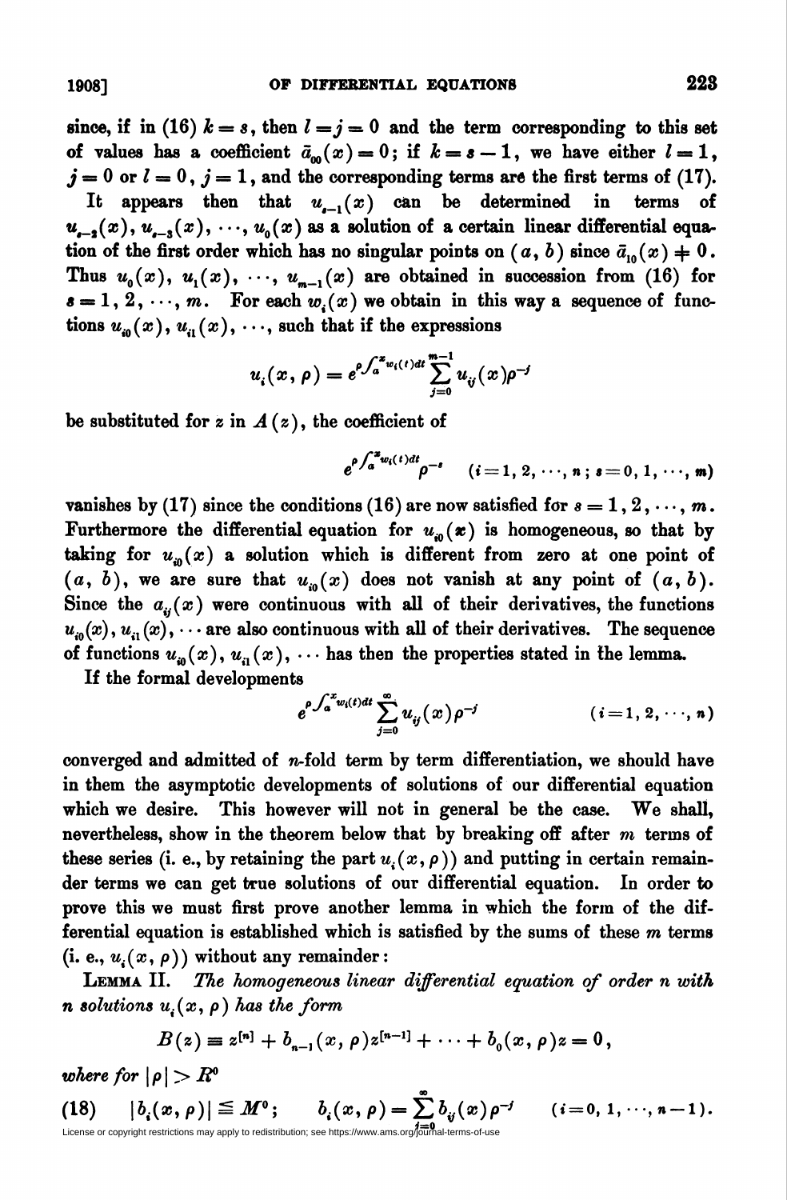since, if in (16) $k = s$, then $l = j = 0$ and the term corresponding to this set of values has a coefficient $\bar{a}_{00}(x) = 0$; if $k = s - 1$, we have either $l = 1$, $j = 0$ or $l = 0$, $j = 1$, and the corresponding terms are the first terms of (17).

It appears then that $u_{s-1}(x)$ can be determined in terms of $u_{s-2}(x), u_{s-3}(x), \cdots, u_0(x)$ as a solution of a certain linear differential equation of the first order which has no singular points on $(a, b)$ since $\bar{a}_{10}(x) \neq 0$. Thus $u_0(x), u_1(x), \cdots, u_{m-1}(x)$ are obtained in succession from (16) for $s = 1, 2, \cdots, m$. For each $w_i(x)$ we obtain in this way a sequence of functions $u_{i0}(x), u_{i1}(x), \cdots$, such that if the expressions

$$u_i(x, \rho) = e^{\rho\int_a^x w_i(t)dt} \sum_{j=0}^{m-1} u_{ij}(x)\rho^{-j}$$

be substituted for $z$ in $A(z)$, the coefficient of

$$e^{\rho\int_a^x w_i(t)dt}\rho^{-s} \qquad (i = 1, 2, \cdots, n;\ s = 0, 1, \cdots, m)$$

vanishes by (17) since the conditions (16) are now satisfied for $s = 1, 2, \cdots, m$. Furthermore the differential equation for $u_{i0}(x)$ is homogeneous, so that by taking for $u_{i0}(x)$ a solution which is different from zero at one point of $(a, b)$, we are sure that $u_{i0}(x)$ does not vanish at any point of $(a, b)$. Since the $a_{ij}(x)$ were continuous with all of their derivatives, the functions $u_{i0}(x), u_{i1}(x), \cdots$ are also continuous with all of their derivatives. The sequence of functions $u_{i0}(x), u_{i1}(x), \cdots$ has then the properties stated in the lemma.

If the formal developments

$$e^{\rho\int_a^x w_i(t)dt} \sum_{j=0}^{\infty} u_{ij}(x)\rho^{-j} \qquad (i = 1, 2, \cdots, n)$$

converged and admitted of $n$-fold term by term differentiation, we should have in them the asymptotic developments of solutions of our differential equation which we desire. This however will not in general be the case. We shall, nevertheless, show in the theorem below that by breaking off after $m$ terms of these series (i. e., by retaining the part $u_i(x, \rho)$) and putting in certain remainder terms we can get true solutions of our differential equation. In order to prove this we must first prove another lemma in which the form of the differential equation is established which is satisfied by the sums of these $m$ terms (i. e., $u_i(x, \rho)$) without any remainder:

LEMMA II. *The homogeneous linear differential equation of order n with n solutions $u_i(x, \rho)$ has the form*

$$B(z) \equiv z^{[n]} + b_{n-1}(x, \rho)z^{[n-1]} + \cdots + b_0(x, \rho)z = 0,$$

*where for* $|\rho| > R^0$

$$(18) \qquad |b_i(x, \rho)| \leqq M^0; \qquad b_i(x, \rho) = \sum_{j=0}^{\infty} b_{ij}(x)\rho^{-j} \qquad (i = 0, 1, \cdots, n-1).$$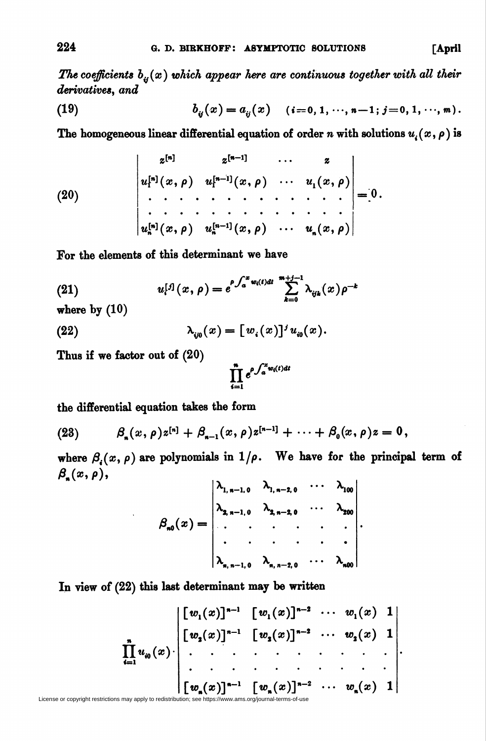*The coefficients $b_{ij}(x)$ which appear here are continuous together with all their derivatives, and*

$$b_{ij}(x) = a_{ij}(x) \quad (i=0, 1, \cdots, n-1; j=0, 1, \cdots, m). \tag{19}$$

The homogeneous linear differential equation of order $n$ with solutions $u_i(x, \rho)$ is

$$\begin{vmatrix} z^{[n]} & z^{[n-1]} & \cdots & z \\ u_1^{[n]}(x, \rho) & u_1^{[n-1]}(x, \rho) & \cdots & u_1(x, \rho) \\ \cdot & \cdot & \cdot & \cdot \\ \cdot & \cdot & \cdot & \cdot \\ u_n^{[n]}(x, \rho) & u_n^{[n-1]}(x, \rho) & \cdots & u_n(x, \rho) \end{vmatrix} = 0. \tag{20}$$

For the elements of this determinant we have

$$u_i^{[j]}(x, \rho) = e^{\rho \int_a^x w_i(t)dt} \sum_{k=0}^{m+j-1} \lambda_{ijk}(x) \rho^{-k} \tag{21}$$

where by (10)

$$\lambda_{ij0}(x) = [w_i(x)]^j u_{i0}(x). \tag{22}$$

Thus if we factor out of (20)

$$\prod_{i=1}^{n} e^{\rho \int_a^x w_i(t)dt}$$

the differential equation takes the form

$$\beta_n(x, \rho) z^{[n]} + \beta_{n-1}(x, \rho) z^{[n-1]} + \cdots + \beta_0(x, \rho) z = 0, \tag{23}$$

where $\beta_i(x, \rho)$ are polynomials in $1/\rho$. We have for the principal term of $\beta_n(x, \rho)$,

$$\beta_{n0}(x) = \begin{vmatrix} \lambda_{1,n-1,0} & \lambda_{1,n-2,0} & \cdots & \lambda_{100} \\ \lambda_{2,n-1,0} & \lambda_{2,n-2,0} & \cdots & \lambda_{200} \\ \cdot & \cdot & \cdot & \cdot \\ \cdot & \cdot & \cdot & \cdot \\ \lambda_{n,n-1,0} & \lambda_{n,n-2,0} & \cdots & \lambda_{n00} \end{vmatrix}.$$

In view of (22) this last determinant may be written

$$\prod_{i=1}^{n} u_{i0}(x) \cdot \begin{vmatrix} [w_1(x)]^{n-1} & [w_1(x)]^{n-2} & \cdots & w_1(x) & 1 \\ [w_2(x)]^{n-1} & [w_2(x)]^{n-2} & \cdots & w_2(x) & 1 \\ \cdot & \cdot & \cdot & \cdot & \cdot \\ \cdot & \cdot & \cdot & \cdot & \cdot \\ [w_n(x)]^{n-1} & [w_n(x)]^{n-2} & \cdots & w_n(x) & 1 \end{vmatrix}.$$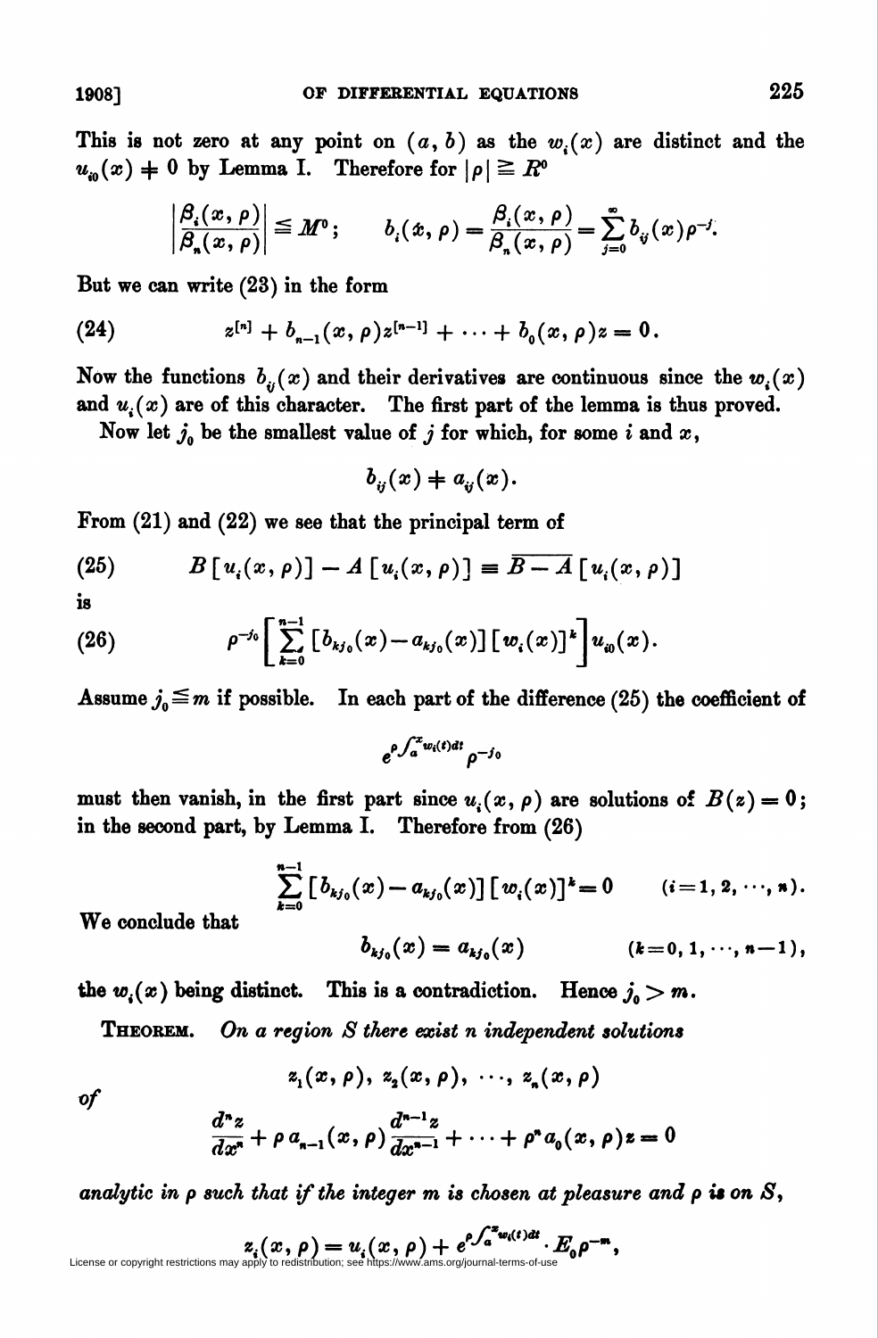This is not zero at any point on $(a, b)$ as the $w_i(x)$ are distinct and the $u_{i0}(x) \neq 0$ by Lemma I. Therefore for $|\rho| \geqq R^0$

$$\left|\frac{\beta_i(x, \rho)}{\beta_n(x, \rho)}\right| \leqq M^0; \qquad b_i(x, \rho) = \frac{\beta_i(x, \rho)}{\beta_n(x, \rho)} = \sum_{j=0}^{\infty} b_{ij}(x)\rho^{-j}.$$

But we can write (23) in the form

$$z^{[n]} + b_{n-1}(x, \rho)z^{[n-1]} + \cdots + b_0(x, \rho)z = 0. \tag{24}$$

Now the functions $b_{ij}(x)$ and their derivatives are continuous since the $w_i(x)$ and $u_i(x)$ are of this character. The first part of the lemma is thus proved.

Now let $j_0$ be the smallest value of $j$ for which, for some $i$ and $x$,

$$b_{ij}(x) \neq a_{ij}(x).$$

From (21) and (22) we see that the principal term of

$$B[u_i(x, \rho)] - A[u_i(x, \rho)] \equiv \overline{B - A}[u_i(x, \rho)] \tag{25}$$

is

$$\rho^{-j_0}\left[\sum_{k=0}^{n-1}[b_{kj_0}(x) - a_{kj_0}(x)][w_i(x)]^k\right]u_{i0}(x). \tag{26}$$

Assume $j_0 \leqq m$ if possible. In each part of the difference (25) the coefficient of

$$e^{\rho\int_a^x w_i(t)dt}\rho^{-j_0}$$

must then vanish, in the first part since $u_i(x, \rho)$ are solutions of $B(z) = 0$; in the second part, by Lemma I. Therefore from (26)

$$\sum_{k=0}^{n-1}[b_{kj_0}(x) - a_{kj_0}(x)][w_i(x)]^k = 0 \qquad (i = 1, 2, \cdots, n).$$

We conclude that

$$b_{kj_0}(x) = a_{kj_0}(x) \qquad (k = 0, 1, \cdots, n-1),$$

the $w_i(x)$ being distinct. This is a contradiction. Hence $j_0 > m$.

**Theorem.** *On a region $S$ there exist $n$ independent solutions*

$$z_1(x, \rho),\ z_2(x, \rho),\ \cdots,\ z_n(x, \rho)$$

*of*

$$\frac{d^n z}{dx^n} + \rho\, a_{n-1}(x, \rho)\frac{d^{n-1}z}{dx^{n-1}} + \cdots + \rho^n a_0(x, \rho)z = 0$$

*analytic in $\rho$ such that if the integer $m$ is chosen at pleasure and $\rho$ is on $S$,*

$$z_i(x, \rho) = u_i(x, \rho) + e^{\rho\int_a^x w_i(t)dt}\cdot E_0\rho^{-m},$$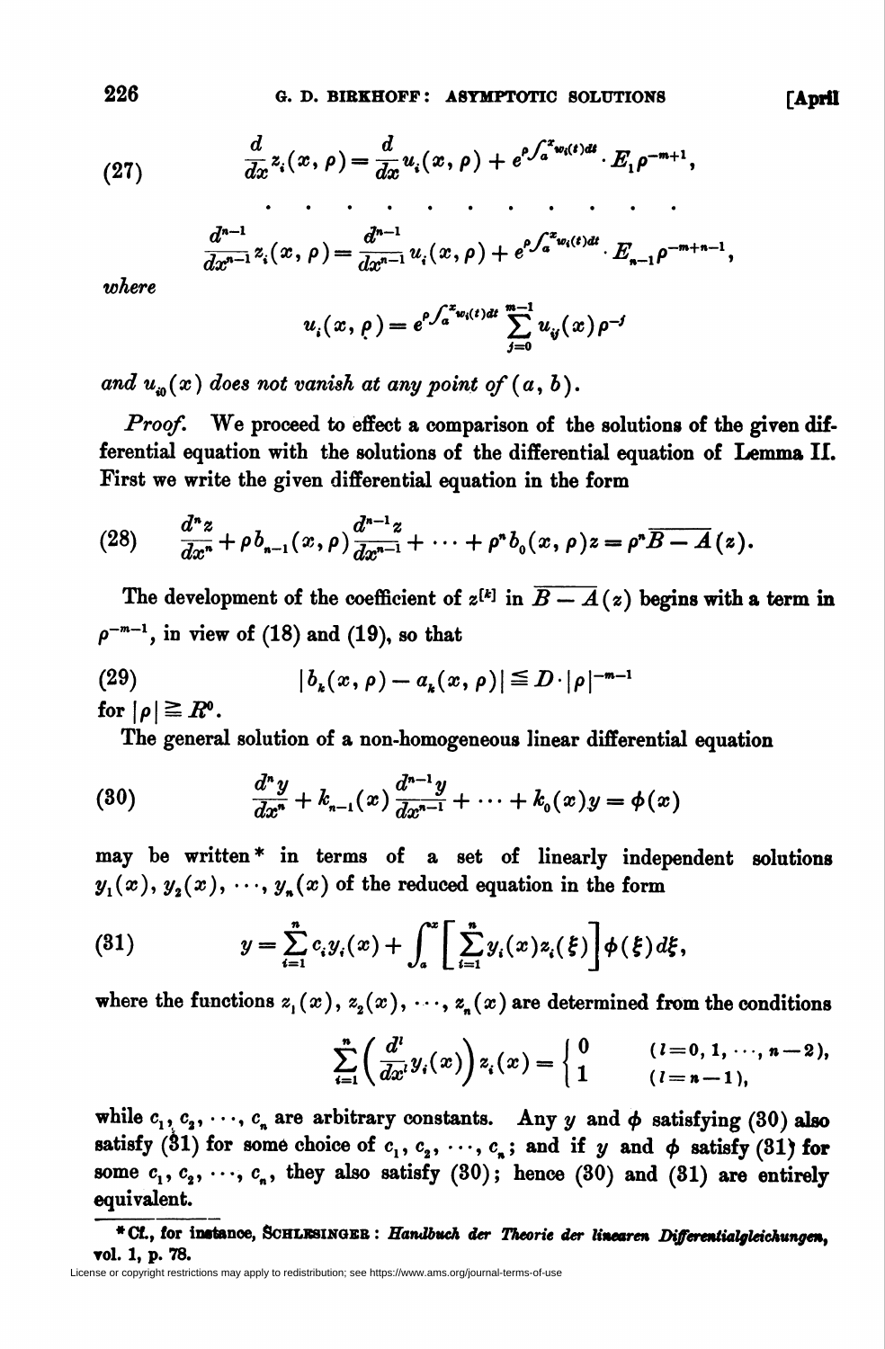$$\frac{d}{dx} z_i(x, \rho) = \frac{d}{dx} u_i(x, \rho) + e^{\rho \int_a^x w_i(t)dt} \cdot E_1 \rho^{-m+1}, \tag{27}$$

$$\cdot \quad \cdot \quad \cdot \quad \cdot \quad \cdot \quad \cdot \quad \cdot \quad \cdot \quad \cdot \quad \cdot \quad \cdot \quad \cdot$$

$$\frac{d^{n-1}}{dx^{n-1}} z_i(x, \rho) = \frac{d^{n-1}}{dx^{n-1}} u_i(x, \rho) + e^{\rho \int_a^x w_i(t)dt} \cdot E_{n-1} \rho^{-m+n-1},$$

*where*

$$u_i(x, \rho) = e^{\rho \int_a^x w_i(t)dt} \sum_{j=0}^{m-1} u_{ij}(x) \rho^{-j}$$

*and* $u_{i0}(x)$ *does not vanish at any point of* $(a, b)$.

*Proof.* We proceed to effect a comparison of the solutions of the given differential equation with the solutions of the differential equation of Lemma II. First we write the given differential equation in the form

$$\frac{d^n z}{dx^n} + \rho b_{n-1}(x, \rho) \frac{d^{n-1} z}{dx^{n-1}} + \cdots + \rho^n b_0(x, \rho) z = \rho^n \overline{B - A}(z). \tag{28}$$

The development of the coefficient of $z^{[k]}$ in $\overline{B - A}(z)$ begins with a term in $\rho^{-m-1}$, in view of (18) and (19), so that

$$|b_k(x, \rho) - a_k(x, \rho)| \leqq D \cdot |\rho|^{-m-1} \tag{29}$$

for $|\rho| \geqq R^0$.

The general solution of a non-homogeneous linear differential equation

$$\frac{d^n y}{dx^n} + k_{n-1}(x) \frac{d^{n-1} y}{dx^{n-1}} + \cdots + k_0(x) y = \phi(x) \tag{30}$$

may be written* in terms of a set of linearly independent solutions $y_1(x), y_2(x), \cdots, y_n(x)$ of the reduced equation in the form

$$y = \sum_{i=1}^n c_i y_i(x) + \int_a^x \left[ \sum_{i=1}^n y_i(x) z_i(\xi) \right] \phi(\xi) d\xi, \tag{31}$$

where the functions $z_1(x), z_2(x), \cdots, z_n(x)$ are determined from the conditions

$$\sum_{i=1}^n \left( \frac{d^l}{dx^l} y_i(x) \right) z_i(x) = \begin{cases} 0 & (l = 0, 1, \cdots, n-2), \\ 1 & (l = n-1), \end{cases}$$

while $c_1, c_2, \cdots, c_n$ are arbitrary constants. Any $y$ and $\phi$ satisfying (30) also satisfy (31) for some choice of $c_1, c_2, \cdots, c_n$; and if $y$ and $\phi$ satisfy (31) for some $c_1, c_2, \cdots, c_n$, they also satisfy (30); hence (30) and (31) are entirely equivalent.

---

* Cf., for instance, SCHLESINGER: *Handbuch der Theorie der linearen Differentialgleichungen*, vol. 1, p. 78.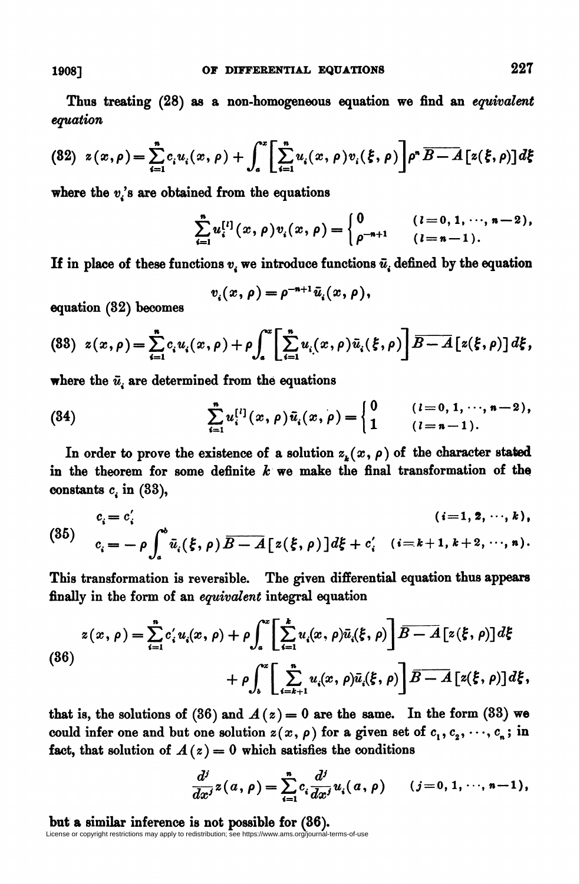Thus treating (28) as a non-homogeneous equation we find an *equivalent equation*

$$(32)\quad z(x,\rho)=\sum_{i=1}^{n}c_i u_i(x,\rho)+\int_a^x\left[\sum_{i=1}^{n}u_i(x,\rho)v_i(\xi,\rho)\right]\rho^n\,\overline{B-A}[z(\xi,\rho)]\,d\xi$$

where the $v_i$'s are obtained from the equations

$$\sum_{i=1}^{n}u_i^{[l]}(x,\rho)v_i(x,\rho)=\begin{cases}0 & (l=0,1,\cdots,n-2),\\ \rho^{-n+1} & (l=n-1).\end{cases}$$

If in place of these functions $v_i$ we introduce functions $\bar{u}_i$ defined by the equation

$$v_i(x,\rho)=\rho^{-n+1}\bar{u}_i(x,\rho),$$

equation (32) becomes

$$(33)\quad z(x,\rho)=\sum_{i=1}^{n}c_i u_i(x,\rho)+\rho\int_a^x\left[\sum_{i=1}^{n}u_i(x,\rho)\bar{u}_i(\xi,\rho)\right]\overline{B-A}[z(\xi,\rho)]\,d\xi,$$

where the $\bar{u}_i$ are determined from the equations

$$(34)\quad \sum_{i=1}^{n}u_i^{[l]}(x,\rho)\bar{u}_i(x,\rho)=\begin{cases}0 & (l=0,1,\cdots,n-2),\\ 1 & (l=n-1).\end{cases}$$

In order to prove the existence of a solution $z_k(x,\rho)$ of the character stated in the theorem for some definite $k$ we make the final transformation of the constants $c_i$ in (33),

$$(35)\quad \begin{aligned} c_i&=c_i' & (i=1,2,\cdots,k),\\ c_i&=-\rho\int_a^b\bar{u}_i(\xi,\rho)\overline{B-A}[z(\xi,\rho)]\,d\xi+c_i' & (i=k+1,k+2,\cdots,n).\end{aligned}$$

This transformation is reversible. The given differential equation thus appears finally in the form of an *equivalent* integral equation

$$(36)\quad \begin{aligned} z(x,\rho)=\sum_{i=1}^{n}c_i' u_i(x,\rho)&+\rho\int_a^x\left[\sum_{i=1}^{k}u_i(x,\rho)\bar{u}_i(\xi,\rho)\right]\overline{B-A}[z(\xi,\rho)]\,d\xi\\ &+\rho\int_b^x\left[\sum_{i=k+1}^{n}u_i(x,\rho)\bar{u}_i(\xi,\rho)\right]\overline{B-A}[z(\xi,\rho)]\,d\xi,\end{aligned}$$

that is, the solutions of (36) and $A(z)=0$ are the same. In the form (33) we could infer one and but one solution $z(x,\rho)$ for a given set of $c_1, c_2, \cdots, c_n$; in fact, that solution of $A(z)=0$ which satisfies the conditions

$$\frac{d^j}{dx^j}z(a,\rho)=\sum_{i=1}^{n}c_i\frac{d^j}{dx^j}u_i(a,\rho)\qquad (j=0,1,\cdots,n-1),$$

but a similar inference is not possible for (36).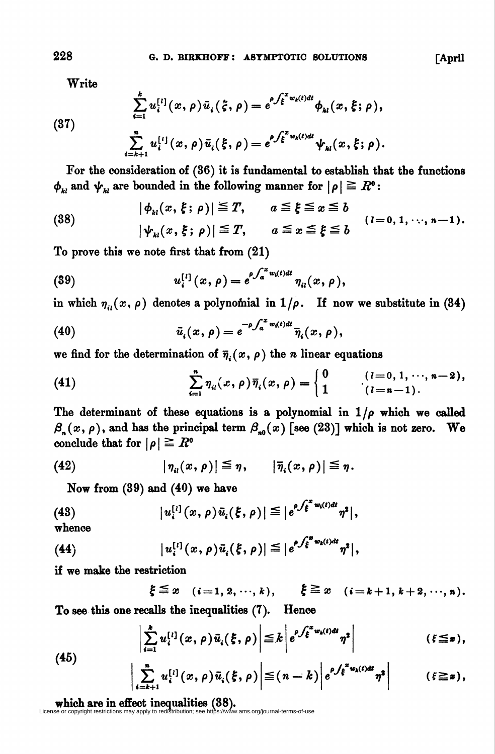Write

$$
(37)\qquad
\begin{aligned}
\sum_{i=1}^{k} u_i^{[l]}(x,\rho)\bar{u}_i(\xi,\rho) &= e^{\rho\int_\xi^x w_k(t)dt}\phi_{kl}(x,\xi;\rho),\\
\sum_{i=k+1}^{n} u_i^{[l]}(x,\rho)\bar{u}_i(\xi,\rho) &= e^{\rho\int_\xi^x w_k(t)dt}\psi_{kl}(x,\xi;\rho).
\end{aligned}
$$

For the consideration of (36) it is fundamental to establish that the functions $\phi_{kl}$ and $\psi_{kl}$ are bounded in the following manner for $|\rho| \geqq R^0$:

$$
(38)\qquad
\begin{aligned}
|\phi_{kl}(x,\xi;\rho)| &\leqq T, \qquad a \leqq \xi \leqq x \leqq b\\
|\psi_{kl}(x,\xi;\rho)| &\leqq T, \qquad a \leqq x \leqq \xi \leqq b
\end{aligned}
\qquad (l = 0, 1, \cdots, n-1).
$$

To prove this we note first that from (21)

$$
(39)\qquad u_i^{[l]}(x,\rho) = e^{\rho\int_a^x w_i(t)dt}\eta_{il}(x,\rho),
$$

in which $\eta_{il}(x,\rho)$ denotes a polynomial in $1/\rho$. If now we substitute in (34)

$$
(40)\qquad \bar{u}_i(x,\rho) = e^{-\rho\int_a^x w_i(t)dt}\bar{\eta}_i(x,\rho),
$$

we find for the determination of $\bar{\eta}_i(x,\rho)$ the $n$ linear equations

$$
(41)\qquad \sum_{i=1}^{n}\eta_{il}(x,\rho)\bar{\eta}_i(x,\rho) = \begin{cases} 0 & (l = 0, 1, \cdots, n-2),\\ 1 & (l = n-1).\end{cases}
$$

The determinant of these equations is a polynomial in $1/\rho$ which we called $\beta_n(x,\rho)$, and has the principal term $\beta_{n0}(x)$ [see (23)] which is not zero. We conclude that for $|\rho| \geqq R^0$

$$
(42)\qquad |\eta_{il}(x,\rho)| \leqq \eta, \qquad |\bar{\eta}_i(x,\rho)| \leqq \eta.
$$

Now from (39) and (40) we have

$$
(43)\qquad |u_i^{[l]}(x,\rho)\bar{u}_i(\xi,\rho)| \leqq |e^{\rho\int_\xi^x w_i(t)dt}\eta^2|,
$$

whence

$$
(44)\qquad |u_i^{[l]}(x,\rho)\bar{u}_i(\xi,\rho)| \leqq |e^{\rho\int_\xi^x w_k(t)dt}\eta^2|,
$$

if we make the restriction

$$
\xi \leqq x \quad (i = 1, 2, \cdots, k), \qquad \xi \geqq x \quad (i = k+1, k+2, \cdots, n).
$$

To see this one recalls the inequalities (7). Hence

$$
(45)\qquad
\begin{aligned}
\left|\sum_{i=1}^{k} u_i^{[l]}(x,\rho)\bar{u}_i(\xi,\rho)\right| &\leqq k\left|e^{\rho\int_\xi^x w_k(t)dt}\eta^2\right| \qquad (\xi \leqq x),\\
\left|\sum_{i=k+1}^{n} u_i^{[l]}(x,\rho)\bar{u}_i(\xi,\rho)\right| &\leqq (n-k)\left|e^{\rho\int_\xi^x w_k(t)dt}\eta^2\right| \qquad (\xi \geqq x),
\end{aligned}
$$

which are in effect inequalities (38).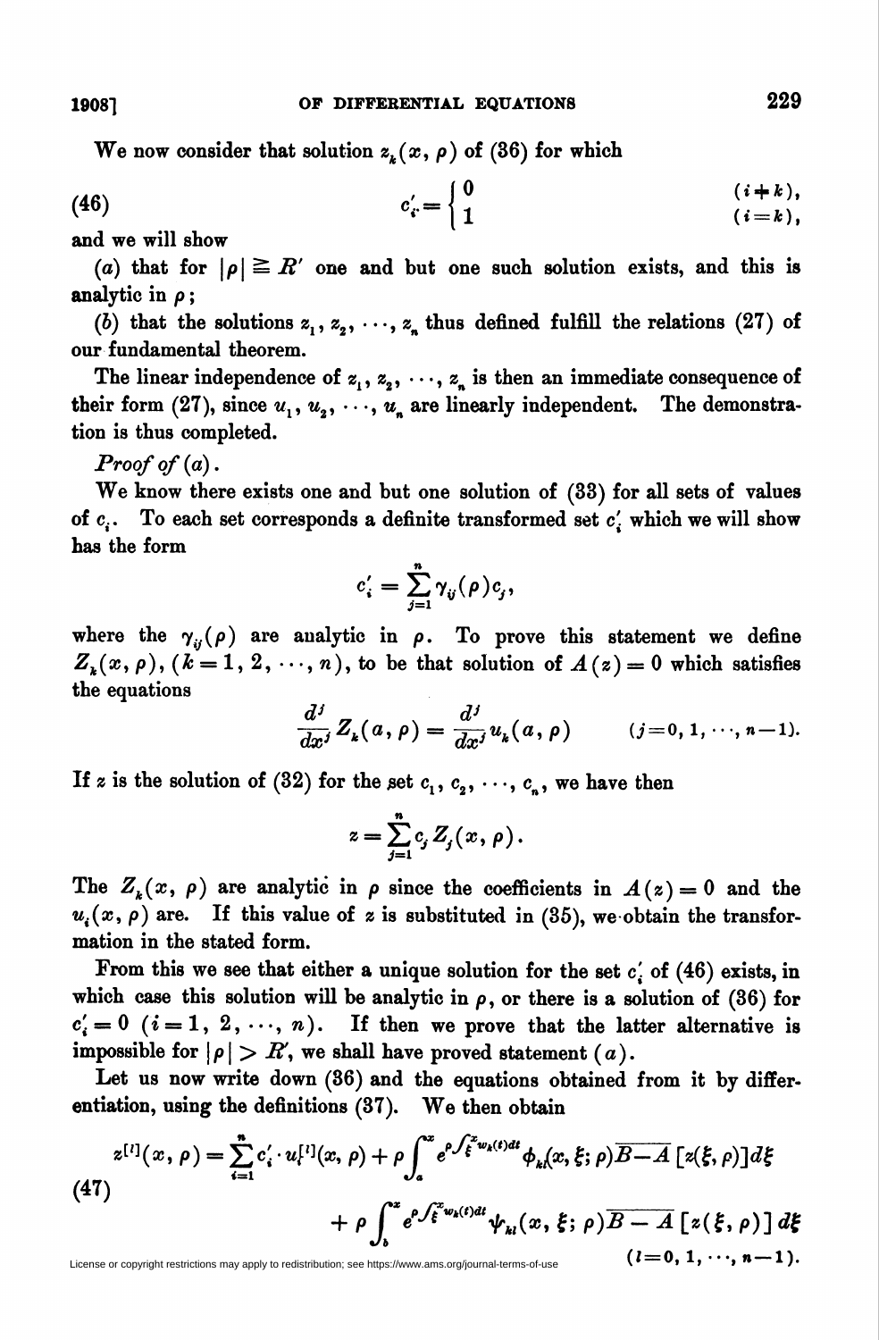We now consider that solution $z_k(x, \rho)$ of (36) for which

$$
c'_i = \begin{cases} 0 & (i \neq k), \\ 1 & (i = k), \end{cases} \tag{46}
$$

and we will show

(*a*) that for $|\rho| \geqq R'$ one and but one such solution exists, and this is analytic in $\rho$;

(*b*) that the solutions $z_1, z_2, \cdots, z_n$ thus defined fulfill the relations (27) of our fundamental theorem.

The linear independence of $z_1, z_2, \cdots, z_n$ is then an immediate consequence of their form (27), since $u_1, u_2, \cdots, u_n$ are linearly independent. The demonstration is thus completed.

*Proof of* (*a*).

We know there exists one and but one solution of (33) for all sets of values of $c_i$. To each set corresponds a definite transformed set $c'_i$ which we will show has the form

$$
c'_i = \sum_{j=1}^{n} \gamma_{ij}(\rho) c_j,
$$

where the $\gamma_{ij}(\rho)$ are analytic in $\rho$. To prove this statement we define $Z_k(x, \rho)$, $(k = 1, 2, \cdots, n)$, to be that solution of $A(z) = 0$ which satisfies the equations

$$
\frac{d^j}{dx^j} Z_k(a, \rho) = \frac{d^j}{dx^j} u_k(a, \rho) \qquad (j = 0, 1, \cdots, n-1).
$$

If $z$ is the solution of (32) for the set $c_1, c_2, \cdots, c_n$, we have then

$$
z = \sum_{j=1}^{n} c_j Z_j(x, \rho).
$$

The $Z_k(x, \rho)$ are analytic in $\rho$ since the coefficients in $A(z) = 0$ and the $u_i(x, \rho)$ are. If this value of $z$ is substituted in (35), we obtain the transformation in the stated form.

From this we see that either a unique solution for the set $c'_i$ of (46) exists, in which case this solution will be analytic in $\rho$, or there is a solution of (36) for $c'_i = 0$ $(i = 1, 2, \cdots, n)$. If then we prove that the latter alternative is impossible for $|\rho| > R'$, we shall have proved statement (*a*).

Let us now write down (36) and the equations obtained from it by differentiation, using the definitions (37). We then obtain

$$
\begin{aligned}
z^{[l]}(x, \rho) = \sum_{i=1}^{n} c'_i \cdot u_i^{[l]}(x, \rho) &+ \rho \int_a^x e^{\rho \int_\xi^x w_k(t) dt} \phi_{kl}(x, \xi; \rho) \overline{B - A}\,[z(\xi, \rho)] d\xi \\
&+ \rho \int_b^x e^{\rho \int_\xi^x w_k(t) dt} \psi_{kl}(x, \xi; \rho) \overline{B - A}\,[z(\xi, \rho)]\, d\xi
\end{aligned} \tag{47}
$$

$$
(l = 0, 1, \cdots, n-1).
$$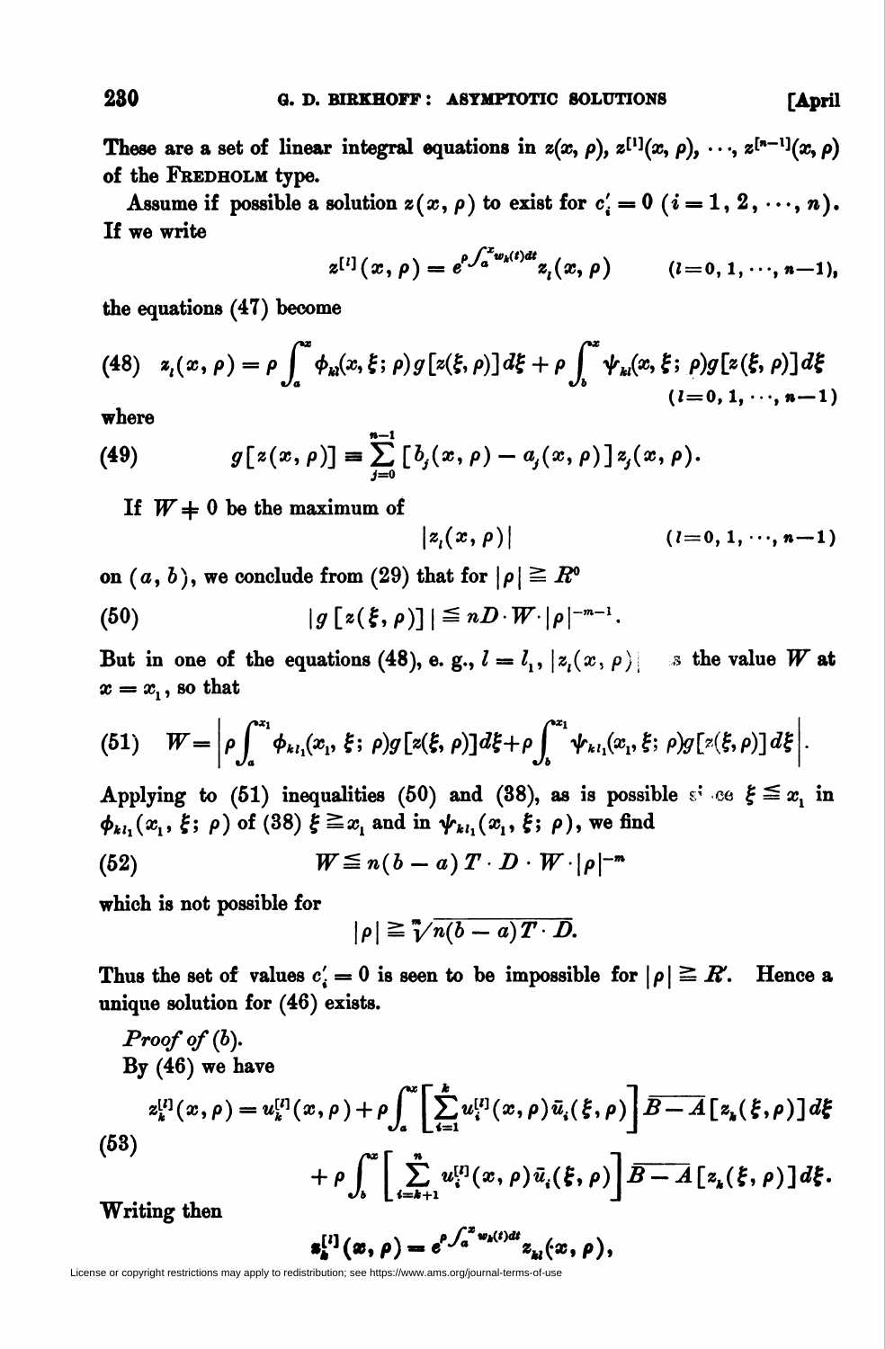These are a set of linear integral equations in $z(x, \rho)$, $z^{[1]}(x, \rho)$, $\cdots$, $z^{[n-1]}(x, \rho)$ of the FREDHOLM type.

Assume if possible a solution $z(x, \rho)$ to exist for $c_i' = 0$ $(i = 1, 2, \cdots, n)$. If we write

$$z^{[l]}(x, \rho) = e^{\rho \int_a^x w_k(t) dt} z_l(x, \rho) \qquad (l=0, 1, \cdots, n-1),$$

the equations (47) become

$$(48) \quad z_l(x, \rho) = \rho \int_a^x \phi_{kl}(x, \xi; \rho) g[z(\xi, \rho)] d\xi + \rho \int_b^x \psi_{kl}(x, \xi; \rho) g[z(\xi, \rho)] d\xi \qquad (l=0, 1, \cdots, n-1)$$

where

$$(49) \qquad g[z(x, \rho)] \equiv \sum_{j=0}^{n-1} [b_j(x, \rho) - a_j(x, \rho)] z_j(x, \rho).$$

If $W \neq 0$ be the maximum of

$$|z_l(x, \rho)| \qquad (l=0, 1, \cdots, n-1)$$

on $(a, b)$, we conclude from (29) that for $|\rho| \geqq R^0$

$$(50) \qquad |g[z(\xi, \rho)]| \leqq nD \cdot W \cdot |\rho|^{-m-1}.$$

But in one of the equations (48), e. g., $l = l_1$, $|z_l(x, \rho)|$ has the value $W$ at $x = x_1$, so that

$$(51) \quad W = \left| \rho \int_a^{x_1} \phi_{kl_1}(x_1, \xi; \rho) g[z(\xi, \rho)] d\xi + \rho \int_b^{x_1} \psi_{kl_1}(x_1, \xi; \rho) g[z(\xi, \rho)] d\xi \right|.$$

Applying to (51) inequalities (50) and (38), as is possible since $\xi \leqq x_1$ in $\phi_{kl_1}(x_1, \xi; \rho)$ of (38) $\xi \geqq x_1$ and in $\psi_{kl_1}(x_1, \xi; \rho)$, we find

$$(52) \qquad W \leqq n(b-a) T \cdot D \cdot W \cdot |\rho|^{-m}$$

which is not possible for

$$|\rho| \geqq \sqrt[m]{n(b-a) T \cdot D}.$$

Thus the set of values $c_i' = 0$ is seen to be impossible for $|\rho| \geqq R'$. Hence a unique solution for (46) exists.

*Proof of* (*b*).

By (46) we have

$$(53) \quad \begin{aligned} z_k^{[l]}(x, \rho) = u_k^{[l]}(x, \rho) &+ \rho \int_a^x \left[ \sum_{i=1}^k u_i^{[l]}(x, \rho) \bar{u}_i(\xi, \rho) \right] \overline{B-A} [z_k(\xi, \rho)] d\xi \\ &+ \rho \int_b^x \left[ \sum_{i=k+1}^n u_i^{[l]}(x, \rho) \bar{u}_i(\xi, \rho) \right] \overline{B-A} [z_k(\xi, \rho)] d\xi. \end{aligned}$$

Writing then

$$z_k^{[l]}(x, \rho) = e^{\rho \int_a^x w_k(t) dt} z_{kl}(x, \rho),$$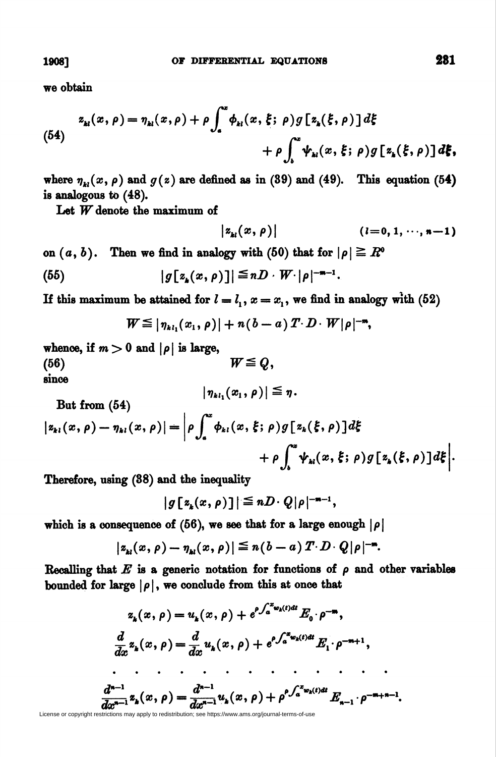we obtain

$$z_{kl}(x, \rho) = \eta_{kl}(x, \rho) + \rho \int_a^x \phi_{kl}(x, \xi;\, \rho) g[z_k(\xi, \rho)]\, d\xi \tag{54}$$
$$+ \rho \int_b^x \psi_{kl}(x, \xi;\, \rho) g[z_k(\xi, \rho)]\, d\xi,$$

where $\eta_{kl}(x, \rho)$ and $g(z)$ are defined as in (39) and (49). This equation (54) is analogous to (48).

Let $W$ denote the maximum of

$$|z_{kl}(x, \rho)| \qquad (l = 0, 1, \cdots, n-1)$$

on $(a, b)$. Then we find in analogy with (50) that for $|\rho| \geqq R^0$

$$|g[z_k(x, \rho)]| \leqq nD \cdot W \cdot |\rho|^{-m-1}. \tag{55}$$

If this maximum be attained for $l = l_1$, $x = x_1$, we find in analogy with (52)

$$W \leqq |\eta_{kl_1}(x_1, \rho)| + n(b-a) T \cdot D \cdot W |\rho|^{-m},$$

whence, if $m > 0$ and $|\rho|$ is large,

$$W \leqq Q, \tag{56}$$

since

$$|\eta_{kl_1}(x_1, \rho)| \leqq \eta.$$

But from (54)

$$|z_{kl}(x, \rho) - \eta_{kl}(x, \rho)| = \left| \rho \int_a^x \phi_{kl}(x, \xi;\, \rho) g[z_k(\xi, \rho)]\, d\xi + \rho \int_b^x \psi_{kl}(x, \xi;\, \rho) g[z_k(\xi, \rho)]\, d\xi \right|.$$

Therefore, using (38) and the inequality

$$|g[z_k(x, \rho)]| \leqq nD \cdot Q |\rho|^{-m-1},$$

which is a consequence of (56), we see that for a large enough $|\rho|$

$$|z_{kl}(x, \rho) - \eta_{kl}(x, \rho)| \leqq n(b-a) T \cdot D \cdot Q |\rho|^{-m}.$$

Recalling that $E$ is a generic notation for functions of $\rho$ and other variables bounded for large $|\rho|$, we conclude from this at once that

$$z_k(x, \rho) = u_k(x, \rho) + e^{\rho \int_a^x w_k(t)dt} E_0 \cdot \rho^{-m},$$

$$\frac{d}{dx} z_k(x, \rho) = \frac{d}{dx} u_k(x, \rho) + e^{\rho \int_a^x w_k(t)dt} E_1 \cdot \rho^{-m+1},$$

$$\cdots\cdots\cdots\cdots\cdots\cdots$$

$$\frac{d^{n-1}}{dx^{n-1}} z_k(x, \rho) = \frac{d^{n-1}}{dx^{n-1}} u_k(x, \rho) + \rho^{\rho \int_a^x w_k(t)dt} E_{n-1} \cdot \rho^{-m+n-1}.$$